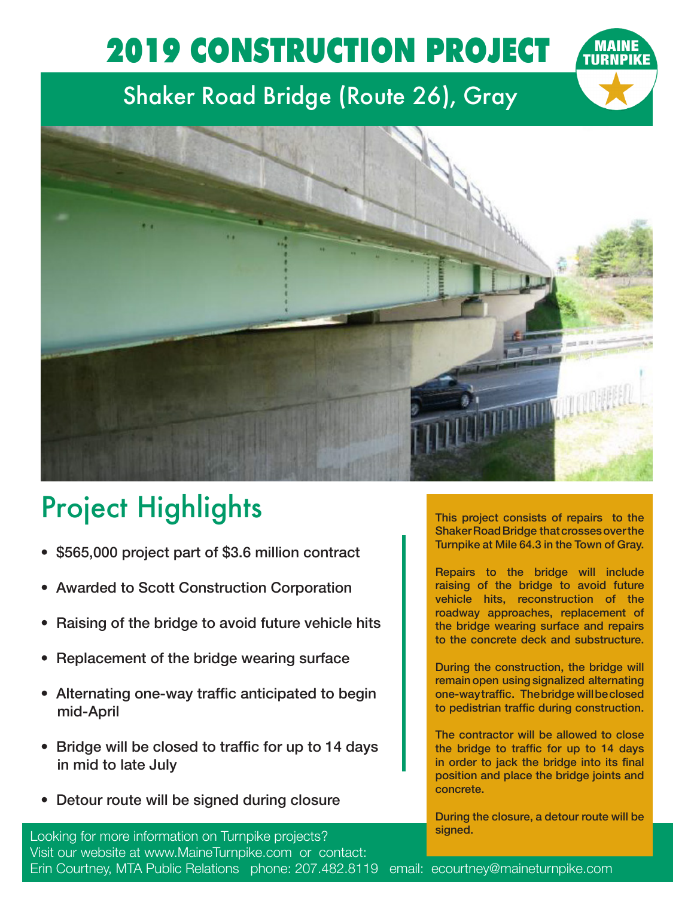# 2019 CONSTRUCTION PROJECT

MAINE TURNPIKE

## Shaker Road Bridge (Route 26), Gray

## Project Highlights

- $565,000 project part of $3.6 million contract
- Awarded to Scott Construction Corporation
- Raising of the bridge to avoid future vehicle hits
- Replacement of the bridge wearing surface
- Alternating one-way traffic anticipated to begin mid-April
- Bridge will be closed to traffic for up to 14 days in mid to late July
- Detour route will be signed during closure

**This project consists of repairs to the Shaker Road Bridge that crosses over the Turnpike at Mile 64.3 in the Town of Gray.**

**Repairs to the bridge will include raising of the bridge to avoid future vehicle hits, reconstruction of the roadway approaches, replacement of the bridge wearing surface and repairs to the concrete deck and substructure.**

**During the construction, the bridge will remain open using signalized alternating one-way traffic. The bridge will be closed to pedestrian traffic during construction.**

**The contractor will be allowed to close the bridge to traffic for up to 14 days in order to jack the bridge into its final position and place the bridge joints and concrete.**

**During the closure, a detour route will be signed.**

Looking for more information on Turnpike projects?
Visit our website at www.MaineTurnpike.com or contact:
Erin Courtney, MTA Public Relations phone: 207.482.8119 email: ecourtney@maineturnpike.com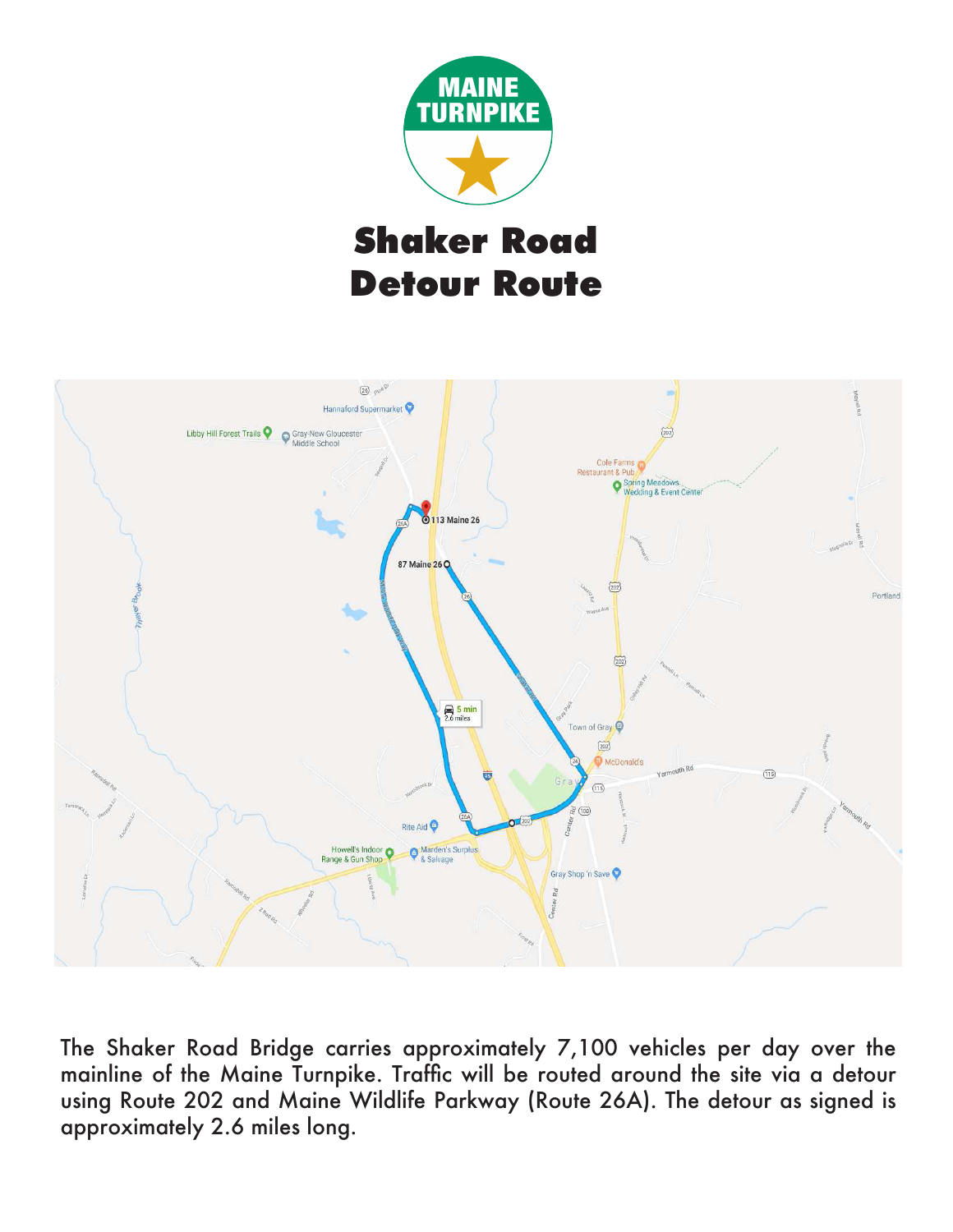MAINE TURNPIKE

# Shaker Road Detour Route

The Shaker Road Bridge carries approximately 7,100 vehicles per day over the mainline of the Maine Turnpike. Traffic will be routed around the site via a detour using Route 202 and Maine Wildlife Parkway (Route 26A). The detour as signed is approximately 2.6 miles long.